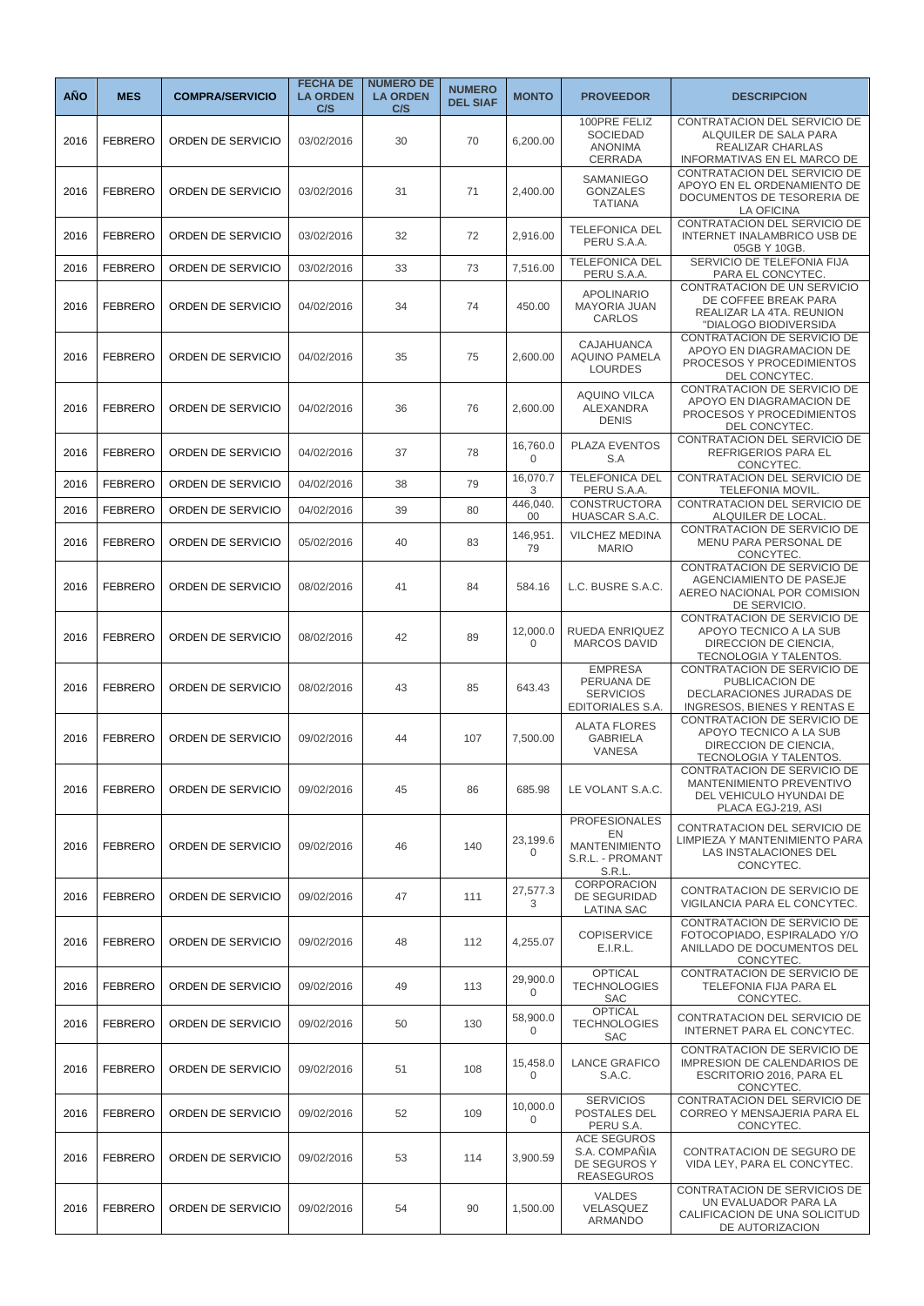| AÑO | MES | COMPRA/SERVICIO | FECHA DE LA ORDEN C/S | NUMERO DE LA ORDEN C/S | NUMERO DEL SIAF | MONTO | PROVEEDOR | DESCRIPCION |
|---|---|---|---|---|---|---|---|---|
| 2016 | FEBRERO | ORDEN DE SERVICIO | 03/02/2016 | 30 | 70 | 6,200.00 | 100PRE FELIZ SOCIEDAD ANONIMA CERRADA | CONTRATACION DEL SERVICIO DE ALQUILER DE SALA PARA REALIZAR CHARLAS INFORMATIVAS EN EL MARCO DE |
| 2016 | FEBRERO | ORDEN DE SERVICIO | 03/02/2016 | 31 | 71 | 2,400.00 | SAMANIEGO GONZALES TATIANA | CONTRATACION DEL SERVICIO DE APOYO EN EL ORDENAMIENTO DE DOCUMENTOS DE TESORERIA DE LA OFICINA |
| 2016 | FEBRERO | ORDEN DE SERVICIO | 03/02/2016 | 32 | 72 | 2,916.00 | TELEFONICA DEL PERU S.A.A. | CONTRATACION DEL SERVICIO DE INTERNET INALAMBRICO USB DE 05GB Y 10GB. |
| 2016 | FEBRERO | ORDEN DE SERVICIO | 03/02/2016 | 33 | 73 | 7,516.00 | TELEFONICA DEL PERU S.A.A. | SERVICIO DE TELEFONIA FIJA PARA EL CONCYTEC. |
| 2016 | FEBRERO | ORDEN DE SERVICIO | 04/02/2016 | 34 | 74 | 450.00 | APOLINARIO MAYORIA JUAN CARLOS | CONTRATACION DE UN SERVICIO DE COFFEE BREAK PARA REALIZAR LA 4TA. REUNION "DIALOGO BIODIVERSIDA |
| 2016 | FEBRERO | ORDEN DE SERVICIO | 04/02/2016 | 35 | 75 | 2,600.00 | CAJAHUANCA AQUINO PAMELA LOURDES | CONTRATACION DE SERVICIO DE APOYO EN DIAGRAMACION DE PROCESOS Y PROCEDIMIENTOS DEL CONCYTEC. |
| 2016 | FEBRERO | ORDEN DE SERVICIO | 04/02/2016 | 36 | 76 | 2,600.00 | AQUINO VILCA ALEXANDRA DENIS | CONTRATACION DE SERVICIO DE APOYO EN DIAGRAMACION DE PROCESOS Y PROCEDIMIENTOS DEL CONCYTEC. |
| 2016 | FEBRERO | ORDEN DE SERVICIO | 04/02/2016 | 37 | 78 | 16,760.00 | PLAZA EVENTOS S.A | CONTRATACION DEL SERVICIO DE REFRIGERIOS PARA EL CONCYTEC. |
| 2016 | FEBRERO | ORDEN DE SERVICIO | 04/02/2016 | 38 | 79 | 16,070.73 | TELEFONICA DEL PERU S.A.A. | CONTRATACION DEL SERVICIO DE TELEFONIA MOVIL. |
| 2016 | FEBRERO | ORDEN DE SERVICIO | 04/02/2016 | 39 | 80 | 446,040.00 | CONSTRUCTORA HUASCAR S.A.C. | CONTRATACION DEL SERVICIO DE ALQUILER DE LOCAL. |
| 2016 | FEBRERO | ORDEN DE SERVICIO | 05/02/2016 | 40 | 83 | 146,951.79 | VILCHEZ MEDINA MARIO | CONTRATACION DE SERVICIO DE MENU PARA PERSONAL DE CONCYTEC. |
| 2016 | FEBRERO | ORDEN DE SERVICIO | 08/02/2016 | 41 | 84 | 584.16 | L.C. BUSRE S.A.C. | CONTRATACION DE SERVICIO DE AGENCIAMIENTO DE PASEJE AEREO NACIONAL POR COMISION DE SERVICIO. |
| 2016 | FEBRERO | ORDEN DE SERVICIO | 08/02/2016 | 42 | 89 | 12,000.00 | RUEDA ENRIQUEZ MARCOS DAVID | CONTRATACION DE SERVICIO DE APOYO TECNICO A LA SUB DIRECCION DE CIENCIA, TECNOLOGIA Y TALENTOS. |
| 2016 | FEBRERO | ORDEN DE SERVICIO | 08/02/2016 | 43 | 85 | 643.43 | EMPRESA PERUANA DE SERVICIOS EDITORIALES S.A. | CONTRATACION DE SERVICIO DE PUBLICACION DE DECLARACIONES JURADAS DE INGRESOS, BIENES Y RENTAS E |
| 2016 | FEBRERO | ORDEN DE SERVICIO | 09/02/2016 | 44 | 107 | 7,500.00 | ALATA FLORES GABRIELA VANESA | CONTRATACION DE SERVICIO DE APOYO TECNICO A LA SUB DIRECCION DE CIENCIA, TECNOLOGIA Y TALENTOS. |
| 2016 | FEBRERO | ORDEN DE SERVICIO | 09/02/2016 | 45 | 86 | 685.98 | LE VOLANT S.A.C. | CONTRATACION DE SERVICIO DE MANTENIMIENTO PREVENTIVO DEL VEHICULO HYUNDAI DE PLACA EGJ-219, ASI |
| 2016 | FEBRERO | ORDEN DE SERVICIO | 09/02/2016 | 46 | 140 | 23,199.60 | PROFESIONALES EN MANTENIMIENTO S.R.L. - PROMANT S.R.L. | CONTRATACION DEL SERVICIO DE LIMPIEZA Y MANTENIMIENTO PARA LAS INSTALACIONES DEL CONCYTEC. |
| 2016 | FEBRERO | ORDEN DE SERVICIO | 09/02/2016 | 47 | 111 | 27,577.33 | CORPORACION DE SEGURIDAD LATINA SAC | CONTRATACION DE SERVICIO DE VIGILANCIA PARA EL CONCYTEC. |
| 2016 | FEBRERO | ORDEN DE SERVICIO | 09/02/2016 | 48 | 112 | 4,255.07 | COPISERVICE E.I.R.L. | CONTRATACION DE SERVICIO DE FOTOCOPIADO, ESPIRALADO Y/O ANILLADO DE DOCUMENTOS DEL CONCYTEC. |
| 2016 | FEBRERO | ORDEN DE SERVICIO | 09/02/2016 | 49 | 113 | 29,900.00 | OPTICAL TECHNOLOGIES SAC | CONTRATACION DE SERVICIO DE TELEFONIA FIJA PARA EL CONCYTEC. |
| 2016 | FEBRERO | ORDEN DE SERVICIO | 09/02/2016 | 50 | 130 | 58,900.00 | OPTICAL TECHNOLOGIES SAC | CONTRATACION DEL SERVICIO DE INTERNET PARA EL CONCYTEC. |
| 2016 | FEBRERO | ORDEN DE SERVICIO | 09/02/2016 | 51 | 108 | 15,458.00 | LANCE GRAFICO S.A.C. | CONTRATACION DE SERVICIO DE IMPRESION DE CALENDARIOS DE ESCRITORIO 2016, PARA EL CONCYTEC. |
| 2016 | FEBRERO | ORDEN DE SERVICIO | 09/02/2016 | 52 | 109 | 10,000.00 | SERVICIOS POSTALES DEL PERU S.A. | CONTRATACION DEL SERVICIO DE CORREO Y MENSAJERIA PARA EL CONCYTEC. |
| 2016 | FEBRERO | ORDEN DE SERVICIO | 09/02/2016 | 53 | 114 | 3,900.59 | ACE SEGUROS S.A. COMPAÑIA DE SEGUROS Y REASEGUROS | CONTRATACION DE SEGURO DE VIDA LEY, PARA EL CONCYTEC. |
| 2016 | FEBRERO | ORDEN DE SERVICIO | 09/02/2016 | 54 | 90 | 1,500.00 | VALDES VELASQUEZ ARMANDO | CONTRATACION DE SERVICIOS DE UN EVALUADOR PARA LA CALIFICACION DE UNA SOLICITUD DE AUTORIZACION |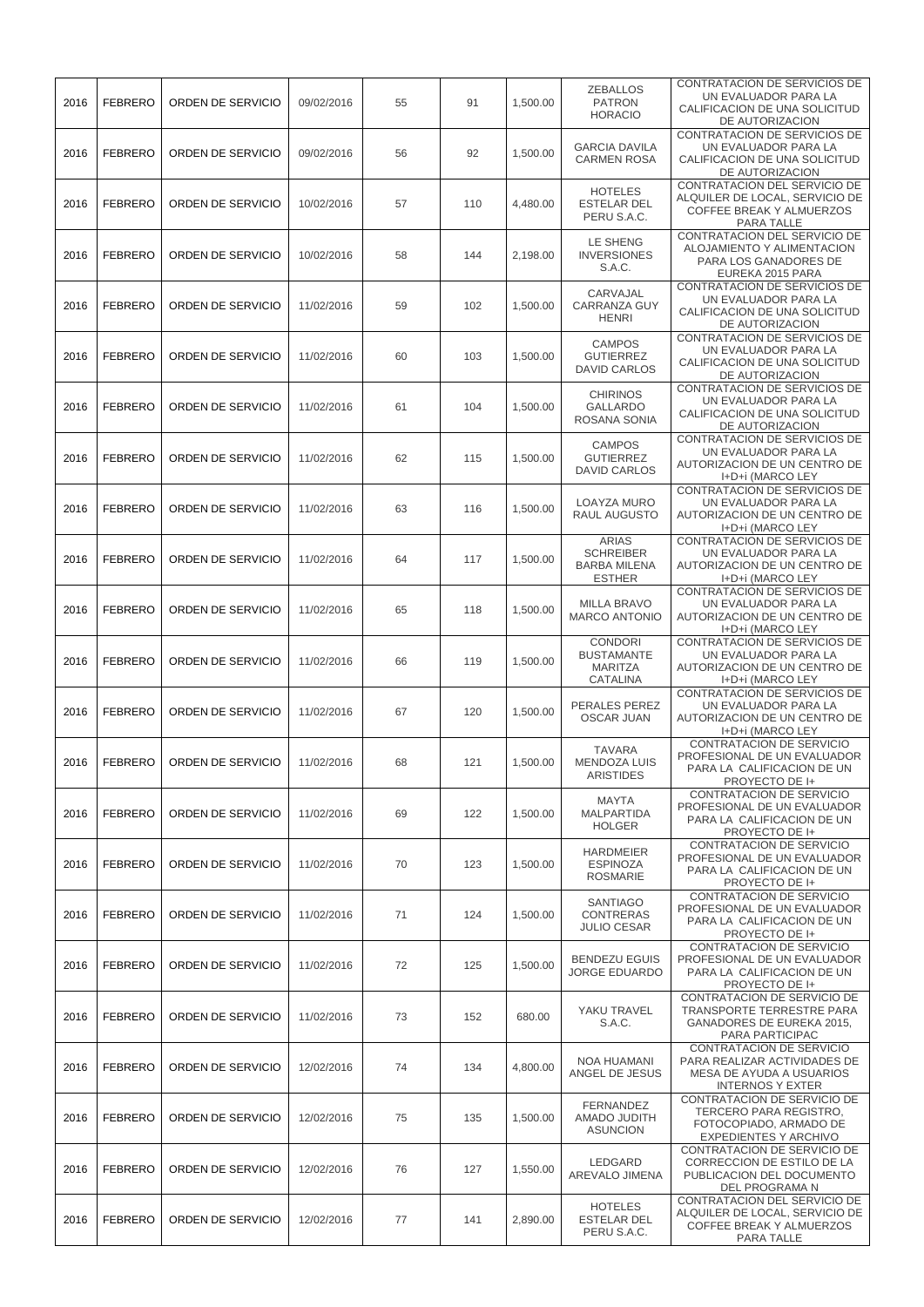| | | | | | | | | |
|---|---|---|---|---|---|---|---|---|
| 2016 | FEBRERO | ORDEN DE SERVICIO | 09/02/2016 | 55 | 91 | 1,500.00 | ZEBALLOS PATRON HORACIO | CONTRATACION DE SERVICIOS DE UN EVALUADOR PARA LA CALIFICACION DE UNA SOLICITUD DE AUTORIZACION |
| 2016 | FEBRERO | ORDEN DE SERVICIO | 09/02/2016 | 56 | 92 | 1,500.00 | GARCIA DAVILA CARMEN ROSA | CONTRATACION DE SERVICIOS DE UN EVALUADOR PARA LA CALIFICACION DE UNA SOLICITUD DE AUTORIZACION |
| 2016 | FEBRERO | ORDEN DE SERVICIO | 10/02/2016 | 57 | 110 | 4,480.00 | HOTELES ESTELAR DEL PERU S.A.C. | CONTRATACION DEL SERVICIO DE ALQUILER DE LOCAL, SERVICIO DE COFFEE BREAK Y ALMUERZOS PARA TALLE |
| 2016 | FEBRERO | ORDEN DE SERVICIO | 10/02/2016 | 58 | 144 | 2,198.00 | LE SHENG INVERSIONES S.A.C. | CONTRATACION DEL SERVICIO DE ALOJAMIENTO Y ALIMENTACION PARA LOS GANADORES DE EUREKA 2015 PARA |
| 2016 | FEBRERO | ORDEN DE SERVICIO | 11/02/2016 | 59 | 102 | 1,500.00 | CARVAJAL CARRANZA GUY HENRI | CONTRATACION DE SERVICIOS DE UN EVALUADOR PARA LA CALIFICACION DE UNA SOLICITUD DE AUTORIZACION |
| 2016 | FEBRERO | ORDEN DE SERVICIO | 11/02/2016 | 60 | 103 | 1,500.00 | CAMPOS GUTIERREZ DAVID CARLOS | CONTRATACION DE SERVICIOS DE UN EVALUADOR PARA LA CALIFICACION DE UNA SOLICITUD DE AUTORIZACION |
| 2016 | FEBRERO | ORDEN DE SERVICIO | 11/02/2016 | 61 | 104 | 1,500.00 | CHIRINOS GALLARDO ROSANA SONIA | CONTRATACION DE SERVICIOS DE UN EVALUADOR PARA LA CALIFICACION DE UNA SOLICITUD DE AUTORIZACION |
| 2016 | FEBRERO | ORDEN DE SERVICIO | 11/02/2016 | 62 | 115 | 1,500.00 | CAMPOS GUTIERREZ DAVID CARLOS | CONTRATACION DE SERVICIOS DE UN EVALUADOR PARA LA AUTORIZACION DE UN CENTRO DE I+D+i (MARCO LEY |
| 2016 | FEBRERO | ORDEN DE SERVICIO | 11/02/2016 | 63 | 116 | 1,500.00 | LOAYZA MURO RAUL AUGUSTO | CONTRATACION DE SERVICIOS DE UN EVALUADOR PARA LA AUTORIZACION DE UN CENTRO DE I+D+i (MARCO LEY |
| 2016 | FEBRERO | ORDEN DE SERVICIO | 11/02/2016 | 64 | 117 | 1,500.00 | ARIAS SCHREIBER BARBA MILENA ESTHER | CONTRATACION DE SERVICIOS DE UN EVALUADOR PARA LA AUTORIZACION DE UN CENTRO DE I+D+i (MARCO LEY |
| 2016 | FEBRERO | ORDEN DE SERVICIO | 11/02/2016 | 65 | 118 | 1,500.00 | MILLA BRAVO MARCO ANTONIO | CONTRATACION DE SERVICIOS DE UN EVALUADOR PARA LA AUTORIZACION DE UN CENTRO DE I+D+i (MARCO LEY |
| 2016 | FEBRERO | ORDEN DE SERVICIO | 11/02/2016 | 66 | 119 | 1,500.00 | CONDORI BUSTAMANTE MARITZA CATALINA | CONTRATACION DE SERVICIOS DE UN EVALUADOR PARA LA AUTORIZACION DE UN CENTRO DE I+D+i (MARCO LEY |
| 2016 | FEBRERO | ORDEN DE SERVICIO | 11/02/2016 | 67 | 120 | 1,500.00 | PERALES PEREZ OSCAR JUAN | CONTRATACION DE SERVICIOS DE UN EVALUADOR PARA LA AUTORIZACION DE UN CENTRO DE I+D+i (MARCO LEY |
| 2016 | FEBRERO | ORDEN DE SERVICIO | 11/02/2016 | 68 | 121 | 1,500.00 | TAVARA MENDOZA LUIS ARISTIDES | CONTRATACION DE SERVICIO PROFESIONAL DE UN EVALUADOR PARA LA CALIFICACION DE UN PROYECTO DE I+ |
| 2016 | FEBRERO | ORDEN DE SERVICIO | 11/02/2016 | 69 | 122 | 1,500.00 | MAYTA MALPARTIDA HOLGER | CONTRATACION DE SERVICIO PROFESIONAL DE UN EVALUADOR PARA LA CALIFICACION DE UN PROYECTO DE I+ |
| 2016 | FEBRERO | ORDEN DE SERVICIO | 11/02/2016 | 70 | 123 | 1,500.00 | HARDMEIER ESPINOZA ROSMARIE | CONTRATACION DE SERVICIO PROFESIONAL DE UN EVALUADOR PARA LA CALIFICACION DE UN PROYECTO DE I+ |
| 2016 | FEBRERO | ORDEN DE SERVICIO | 11/02/2016 | 71 | 124 | 1,500.00 | SANTIAGO CONTRERAS JULIO CESAR | CONTRATACION DE SERVICIO PROFESIONAL DE UN EVALUADOR PARA LA CALIFICACION DE UN PROYECTO DE I+ |
| 2016 | FEBRERO | ORDEN DE SERVICIO | 11/02/2016 | 72 | 125 | 1,500.00 | BENDEZU EGUIS JORGE EDUARDO | CONTRATACION DE SERVICIO PROFESIONAL DE UN EVALUADOR PARA LA CALIFICACION DE UN PROYECTO DE I+ |
| 2016 | FEBRERO | ORDEN DE SERVICIO | 11/02/2016 | 73 | 152 | 680.00 | YAKU TRAVEL S.A.C. | CONTRATACION DE SERVICIO DE TRANSPORTE TERRESTRE PARA GANADORES DE EUREKA 2015, PARA PARTICIPAC |
| 2016 | FEBRERO | ORDEN DE SERVICIO | 12/02/2016 | 74 | 134 | 4,800.00 | NOA HUAMANI ANGEL DE JESUS | CONTRATACION DE SERVICIO PARA REALIZAR ACTIVIDADES DE MESA DE AYUDA A USUARIOS INTERNOS Y EXTER |
| 2016 | FEBRERO | ORDEN DE SERVICIO | 12/02/2016 | 75 | 135 | 1,500.00 | FERNANDEZ AMADO JUDITH ASUNCION | CONTRATACION DE SERVICIO DE TERCERO PARA REGISTRO, FOTOCOPIADO, ARMADO DE EXPEDIENTES Y ARCHIVO |
| 2016 | FEBRERO | ORDEN DE SERVICIO | 12/02/2016 | 76 | 127 | 1,550.00 | LEDGARD AREVALO JIMENA | CONTRATACION DE SERVICIO DE CORRECCION DE ESTILO DE LA PUBLICACION DEL DOCUMENTO DEL PROGRAMA N |
| 2016 | FEBRERO | ORDEN DE SERVICIO | 12/02/2016 | 77 | 141 | 2,890.00 | HOTELES ESTELAR DEL PERU S.A.C. | CONTRATACION DEL SERVICIO DE ALQUILER DE LOCAL, SERVICIO DE COFFEE BREAK Y ALMUERZOS PARA TALLE |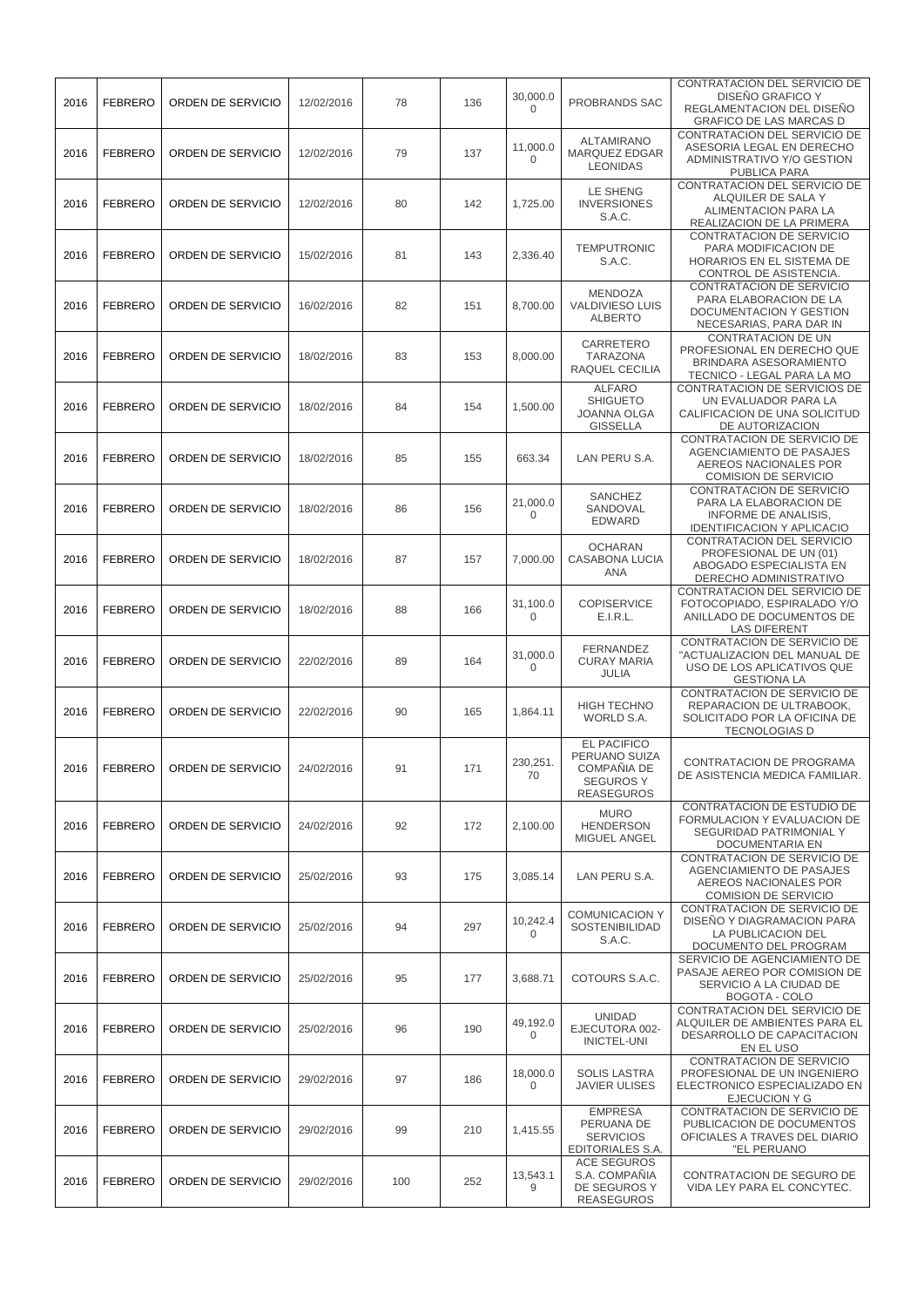| | | | | | | | | |
|---|---|---|---|---|---|---|---|---|
| 2016 | FEBRERO | ORDEN DE SERVICIO | 12/02/2016 | 78 | 136 | 30,000.00 | PROBRANDS SAC | CONTRATACION DEL SERVICIO DE DISEÑO GRAFICO Y REGLAMENTACION DEL DISEÑO GRAFICO DE LAS MARCAS D |
| 2016 | FEBRERO | ORDEN DE SERVICIO | 12/02/2016 | 79 | 137 | 11,000.00 | ALTAMIRANO MARQUEZ EDGAR LEONIDAS | CONTRATACION DEL SERVICIO DE ASESORIA LEGAL EN DERECHO ADMINISTRATIVO Y/O GESTION PUBLICA PARA |
| 2016 | FEBRERO | ORDEN DE SERVICIO | 12/02/2016 | 80 | 142 | 1,725.00 | LE SHENG INVERSIONES S.A.C. | CONTRATACION DEL SERVICIO DE ALQUILER DE SALA Y ALIMENTACION PARA LA REALIZACION DE LA PRIMERA |
| 2016 | FEBRERO | ORDEN DE SERVICIO | 15/02/2016 | 81 | 143 | 2,336.40 | TEMPUTRONIC S.A.C. | CONTRATACION DE SERVICIO PARA MODIFICACION DE HORARIOS EN EL SISTEMA DE CONTROL DE ASISTENCIA. |
| 2016 | FEBRERO | ORDEN DE SERVICIO | 16/02/2016 | 82 | 151 | 8,700.00 | MENDOZA VALDIVIESO LUIS ALBERTO | CONTRATACION DE SERVICIO PARA ELABORACION DE LA DOCUMENTACION Y GESTION NECESARIAS, PARA DAR IN |
| 2016 | FEBRERO | ORDEN DE SERVICIO | 18/02/2016 | 83 | 153 | 8,000.00 | CARRETERO TARAZONA RAQUEL CECILIA | CONTRATACION DE UN PROFESIONAL EN DERECHO QUE BRINDARA ASESORAMIENTO TECNICO - LEGAL PARA LA MO |
| 2016 | FEBRERO | ORDEN DE SERVICIO | 18/02/2016 | 84 | 154 | 1,500.00 | ALFARO SHIGUETO JOANNA OLGA GISSELLA | CONTRATACION DE SERVICIOS DE UN EVALUADOR PARA LA CALIFICACION DE UNA SOLICITUD DE AUTORIZACION |
| 2016 | FEBRERO | ORDEN DE SERVICIO | 18/02/2016 | 85 | 155 | 663.34 | LAN PERU S.A. | CONTRATACION DE SERVICIO DE AGENCIAMIENTO DE PASAJES AEREOS NACIONALES POR COMISION DE SERVICIO |
| 2016 | FEBRERO | ORDEN DE SERVICIO | 18/02/2016 | 86 | 156 | 21,000.00 | SANCHEZ SANDOVAL EDWARD | CONTRATACION DE SERVICIO PARA LA ELABORACION DE INFORME DE ANALISIS, IDENTIFICACION Y APLICACIO |
| 2016 | FEBRERO | ORDEN DE SERVICIO | 18/02/2016 | 87 | 157 | 7,000.00 | OCHARAN CASABONA LUCIA ANA | CONTRATACION DEL SERVICIO PROFESIONAL DE UN (01) ABOGADO ESPECIALISTA EN DERECHO ADMINISTRATIVO |
| 2016 | FEBRERO | ORDEN DE SERVICIO | 18/02/2016 | 88 | 166 | 31,100.00 | COPISERVICE E.I.R.L. | CONTRATACION DEL SERVICIO DE FOTOCOPIADO, ESPIRALADO Y/O ANILLADO DE DOCUMENTOS DE LAS DIFERENT |
| 2016 | FEBRERO | ORDEN DE SERVICIO | 22/02/2016 | 89 | 164 | 31,000.00 | FERNANDEZ CURAY MARIA JULIA | CONTRATACION DE SERVICIO DE "ACTUALIZACION DEL MANUAL DE USO DE LOS APLICATIVOS QUE GESTIONA LA |
| 2016 | FEBRERO | ORDEN DE SERVICIO | 22/02/2016 | 90 | 165 | 1,864.11 | HIGH TECHNO WORLD S.A. | CONTRATACION DE SERVICIO DE REPARACION DE ULTRABOOK, SOLICITADO POR LA OFICINA DE TECNOLOGIAS D |
| 2016 | FEBRERO | ORDEN DE SERVICIO | 24/02/2016 | 91 | 171 | 230,251.70 | EL PACIFICO PERUANO SUIZA COMPAÑIA DE SEGUROS Y REASEGUROS | CONTRATACION DE PROGRAMA DE ASISTENCIA MEDICA FAMILIAR. |
| 2016 | FEBRERO | ORDEN DE SERVICIO | 24/02/2016 | 92 | 172 | 2,100.00 | MURO HENDERSON MIGUEL ANGEL | CONTRATACION DE ESTUDIO DE FORMULACION Y EVALUACION DE SEGURIDAD PATRIMONIAL Y DOCUMENTARIA EN |
| 2016 | FEBRERO | ORDEN DE SERVICIO | 25/02/2016 | 93 | 175 | 3,085.14 | LAN PERU S.A. | CONTRATACION DE SERVICIO DE AGENCIAMIENTO DE PASAJES AEREOS NACIONALES POR COMISION DE SERVICIO |
| 2016 | FEBRERO | ORDEN DE SERVICIO | 25/02/2016 | 94 | 297 | 10,242.40 | COMUNICACION Y SOSTENIBILIDAD S.A.C. | CONTRATACION DE SERVICIO DE DISEÑO Y DIAGRAMACION PARA LA PUBLICACION DEL DOCUMENTO DEL PROGRAM |
| 2016 | FEBRERO | ORDEN DE SERVICIO | 25/02/2016 | 95 | 177 | 3,688.71 | COTOURS S.A.C. | SERVICIO DE AGENCIAMIENTO DE PASAJE AEREO POR COMISION DE SERVICIO A LA CIUDAD DE BOGOTA - COLO |
| 2016 | FEBRERO | ORDEN DE SERVICIO | 25/02/2016 | 96 | 190 | 49,192.00 | UNIDAD EJECUTORA 002-INICTEL-UNI | CONTRATACION DEL SERVICIO DE ALQUILER DE AMBIENTES PARA EL DESARROLLO DE CAPACITACION EN EL USO |
| 2016 | FEBRERO | ORDEN DE SERVICIO | 29/02/2016 | 97 | 186 | 18,000.00 | SOLIS LASTRA JAVIER ULISES | CONTRATACION DE SERVICIO PROFESIONAL DE UN INGENIERO ELECTRONICO ESPECIALIZADO EN EJECUCION Y G |
| 2016 | FEBRERO | ORDEN DE SERVICIO | 29/02/2016 | 99 | 210 | 1,415.55 | EMPRESA PERUANA DE SERVICIOS EDITORIALES S.A. | CONTRATACION DE SERVICIO DE PUBLICACION DE DOCUMENTOS OFICIALES A TRAVES DEL DIARIO "EL PERUANO |
| 2016 | FEBRERO | ORDEN DE SERVICIO | 29/02/2016 | 100 | 252 | 13,543.19 | ACE SEGUROS S.A. COMPAÑIA DE SEGUROS Y REASEGUROS | CONTRATACION DE SEGURO DE VIDA LEY PARA EL CONCYTEC. |